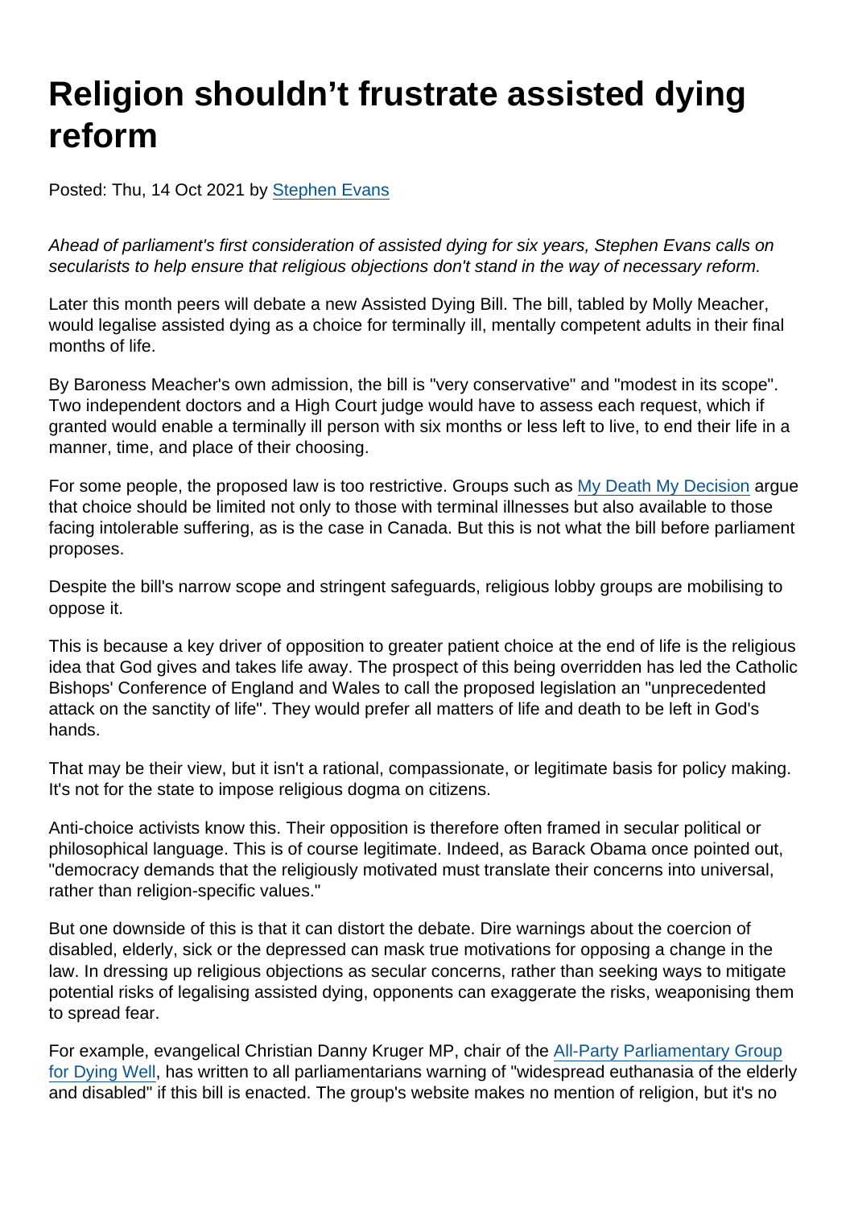# Religion shouldn't frustrate assisted dying reform

Posted: Thu, 14 Oct 2021 by [Stephen Evans]()

*Ahead of parliament's first consideration of assisted dying for six years, Stephen Evans calls on secularists to help ensure that religious objections don't stand in the way of necessary reform.*

Later this month peers will debate a new Assisted Dying Bill. The bill, tabled by Molly Meacher, would legalise assisted dying as a choice for terminally ill, mentally competent adults in their final months of life.

By Baroness Meacher's own admission, the bill is "very conservative" and "modest in its scope". Two independent doctors and a High Court judge would have to assess each request, which if granted would enable a terminally ill person with six months or less left to live, to end their life in a manner, time, and place of their choosing.

For some people, the proposed law is too restrictive. Groups such as [My Death My Decision]() argue that choice should be limited not only to those with terminal illnesses but also available to those facing intolerable suffering, as is the case in Canada. But this is not what the bill before parliament proposes.

Despite the bill's narrow scope and stringent safeguards, religious lobby groups are mobilising to oppose it.

This is because a key driver of opposition to greater patient choice at the end of life is the religious idea that God gives and takes life away. The prospect of this being overridden has led the Catholic Bishops' Conference of England and Wales to call the proposed legislation an "unprecedented attack on the sanctity of life". They would prefer all matters of life and death to be left in God's hands.

That may be their view, but it isn't a rational, compassionate, or legitimate basis for policy making. It's not for the state to impose religious dogma on citizens.

Anti-choice activists know this. Their opposition is therefore often framed in secular political or philosophical language. This is of course legitimate. Indeed, as Barack Obama once pointed out, "democracy demands that the religiously motivated must translate their concerns into universal, rather than religion-specific values."

But one downside of this is that it can distort the debate. Dire warnings about the coercion of disabled, elderly, sick or the depressed can mask true motivations for opposing a change in the law. In dressing up religious objections as secular concerns, rather than seeking ways to mitigate potential risks of legalising assisted dying, opponents can exaggerate the risks, weaponising them to spread fear.

For example, evangelical Christian Danny Kruger MP, chair of the [All-Party Parliamentary Group for Dying Well](), has written to all parliamentarians warning of "widespread euthanasia of the elderly and disabled" if this bill is enacted. The group's website makes no mention of religion, but it's no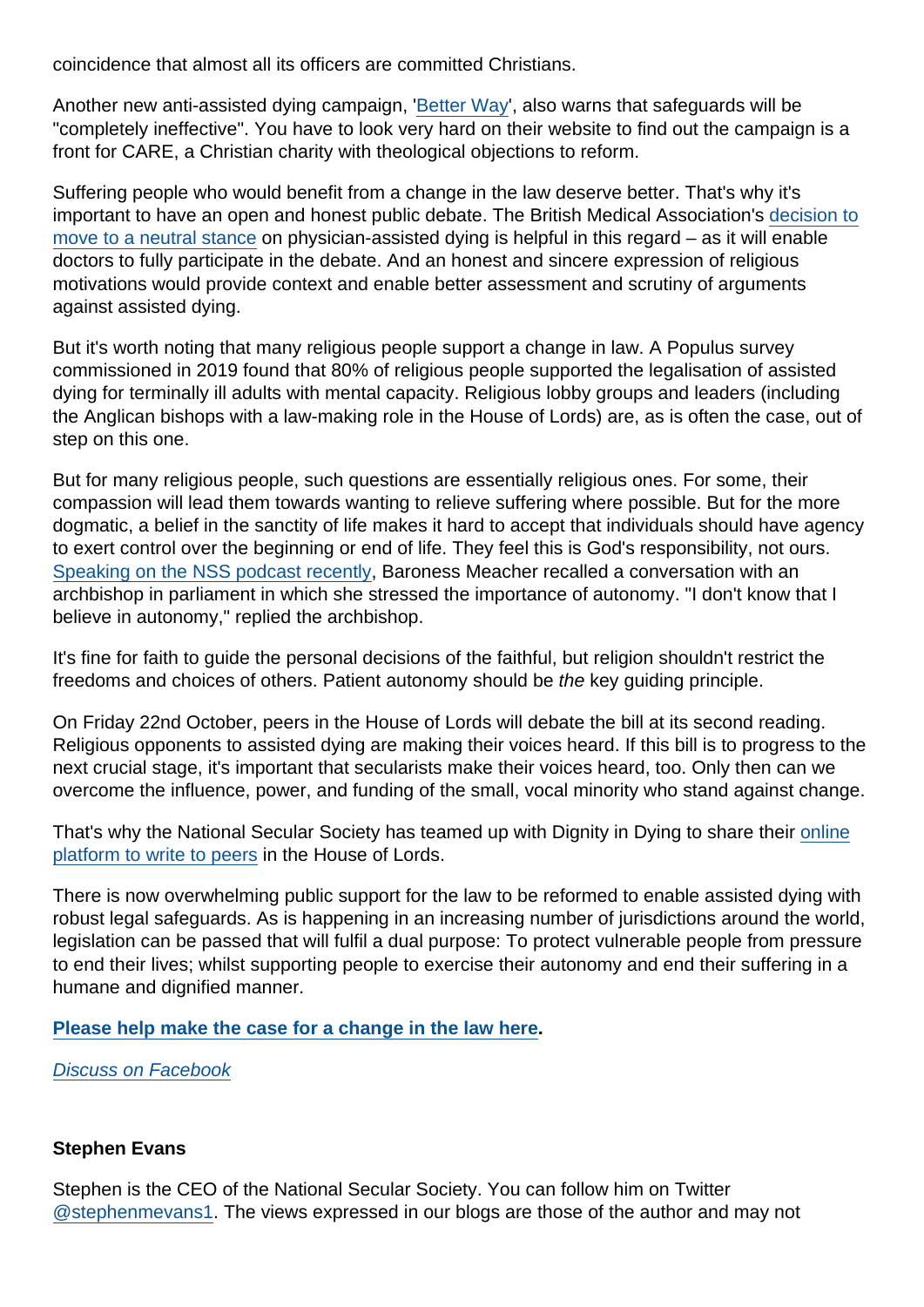coincidence that almost all its officers are committed Christians.

Another new anti-assisted dying campaign, 'Better Way', also warns that safeguards will be "completely ineffective". You have to look very hard on their website to find out the campaign is a front for CARE, a Christian charity with theological objections to reform.

Suffering people who would benefit from a change in the law deserve better. That's why it's important to have an open and honest public debate. The British Medical Association's decision to move to a neutral stance on physician-assisted dying is helpful in this regard – as it will enable doctors to fully participate in the debate. And an honest and sincere expression of religious motivations would provide context and enable better assessment and scrutiny of arguments against assisted dying.

But it's worth noting that many religious people support a change in law. A Populus survey commissioned in 2019 found that 80% of religious people supported the legalisation of assisted dying for terminally ill adults with mental capacity. Religious lobby groups and leaders (including the Anglican bishops with a law-making role in the House of Lords) are, as is often the case, out of step on this one.

But for many religious people, such questions are essentially religious ones. For some, their compassion will lead them towards wanting to relieve suffering where possible. But for the more dogmatic, a belief in the sanctity of life makes it hard to accept that individuals should have agency to exert control over the beginning or end of life. They feel this is God's responsibility, not ours. Speaking on the NSS podcast recently, Baroness Meacher recalled a conversation with an archbishop in parliament in which she stressed the importance of autonomy. "I don't know that I believe in autonomy," replied the archbishop.

It's fine for faith to guide the personal decisions of the faithful, but religion shouldn't restrict the freedoms and choices of others. Patient autonomy should be *the* key guiding principle.

On Friday 22nd October, peers in the House of Lords will debate the bill at its second reading. Religious opponents to assisted dying are making their voices heard. If this bill is to progress to the next crucial stage, it's important that secularists make their voices heard, too. Only then can we overcome the influence, power, and funding of the small, vocal minority who stand against change.

That's why the National Secular Society has teamed up with Dignity in Dying to share their online platform to write to peers in the House of Lords.

There is now overwhelming public support for the law to be reformed to enable assisted dying with robust legal safeguards. As is happening in an increasing number of jurisdictions around the world, legislation can be passed that will fulfil a dual purpose: To protect vulnerable people from pressure to end their lives; whilst supporting people to exercise their autonomy and end their suffering in a humane and dignified manner.

**Please help make the case for a change in the law here.**

*Discuss on Facebook*

**Stephen Evans**

Stephen is the CEO of the National Secular Society. You can follow him on Twitter @stephenmevans1. The views expressed in our blogs are those of the author and may not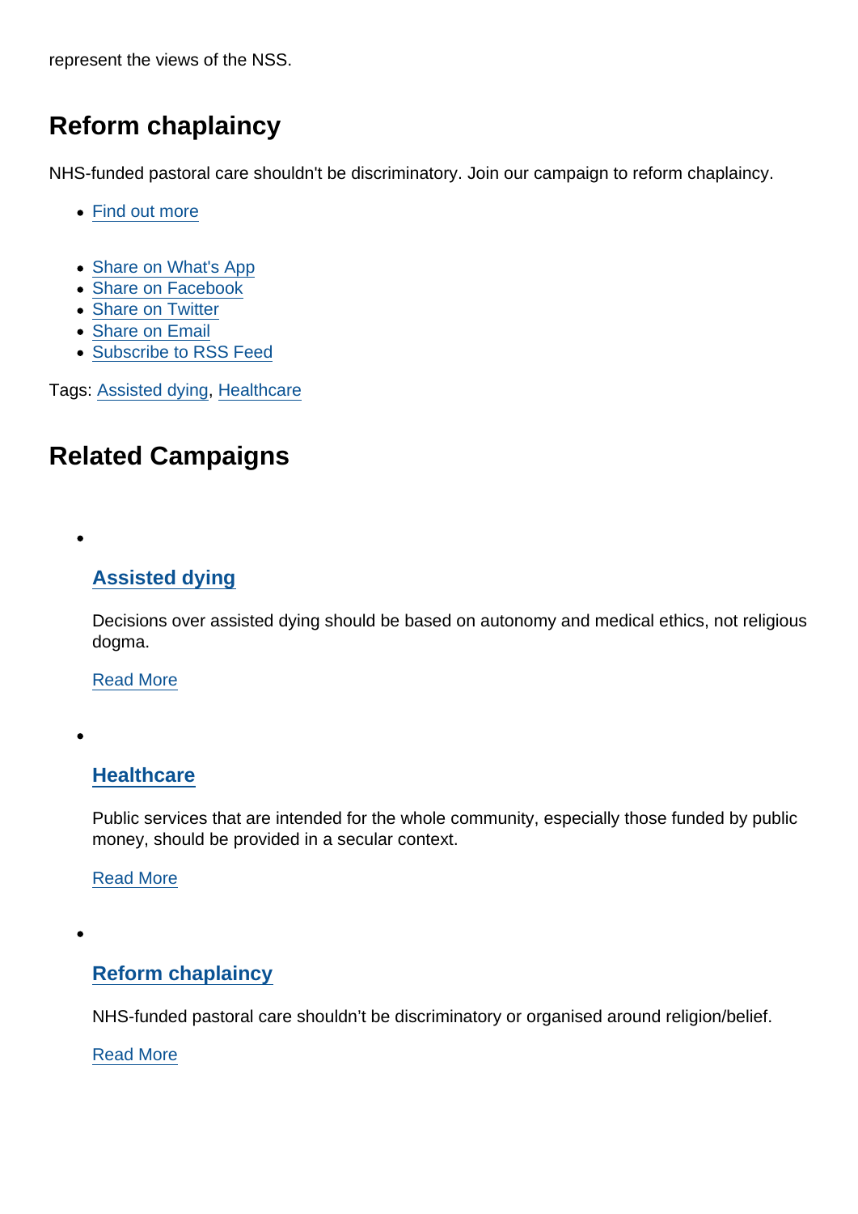represent the views of the NSS.

## Reform chaplaincy

NHS-funded pastoral care shouldn't be discriminatory. Join our campaign to reform chaplaincy.

- Find out more

- Share on What's App
- Share on Facebook
- Share on Twitter
- Share on Email
- Subscribe to RSS Feed

Tags: Assisted dying, Healthcare

## Related Campaigns

- ### Assisted dying

  Decisions over assisted dying should be based on autonomy and medical ethics, not religious dogma.

  Read More

- ### Healthcare

  Public services that are intended for the whole community, especially those funded by public money, should be provided in a secular context.

  Read More

- ### Reform chaplaincy

  NHS-funded pastoral care shouldn't be discriminatory or organised around religion/belief.

  Read More